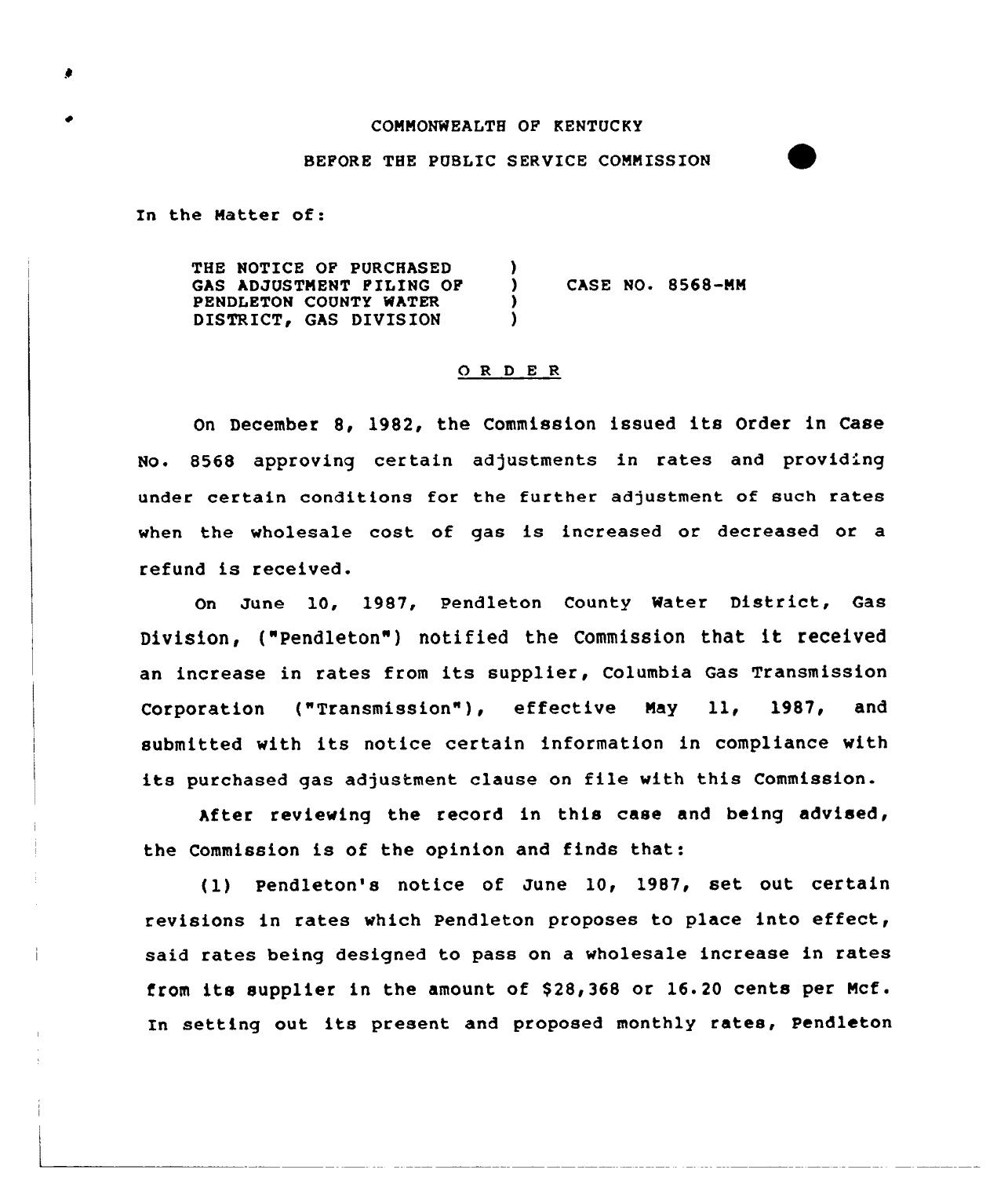COMMONWEALTH OF KENTUCKY

BEFORE THE PUBLIC SERVICE COMMISSION

In the Matter of:

| | | |
|---|---|---|
| THE NOTICE OF PURCHASED GAS ADJUSTMENT FILING OF PENDLETON COUNTY WATER DISTRICT, GAS DIVISION | ) | CASE NO. 8568-MM |

## O R D E R

On December 8, 1982, the Commission issued its Order in Case No. 8568 approving certain adjustments in rates and providing under certain conditions for the further adjustment of such rates when the wholesale cost of gas is increased or decreased or a refund is received.

On June 10, 1987, Pendleton County Water District, Gas Division, ("Pendleton") notified the Commission that it received an increase in rates from its supplier, Columbia Gas Transmission Corporation ("Transmission"), effective May 11, 1987, and submitted with its notice certain information in compliance with its purchased gas adjustment clause on file with this Commission.

After reviewing the record in this case and being advised, the Commission is of the opinion and finds that:

(1) Pendleton's notice of June 10, 1987, set out certain revisions in rates which Pendleton proposes to place into effect, said rates being designed to pass on a wholesale increase in rates from its supplier in the amount of $28,368 or 16.20 cents per Mcf. In setting out its present and proposed monthly rates, Pendleton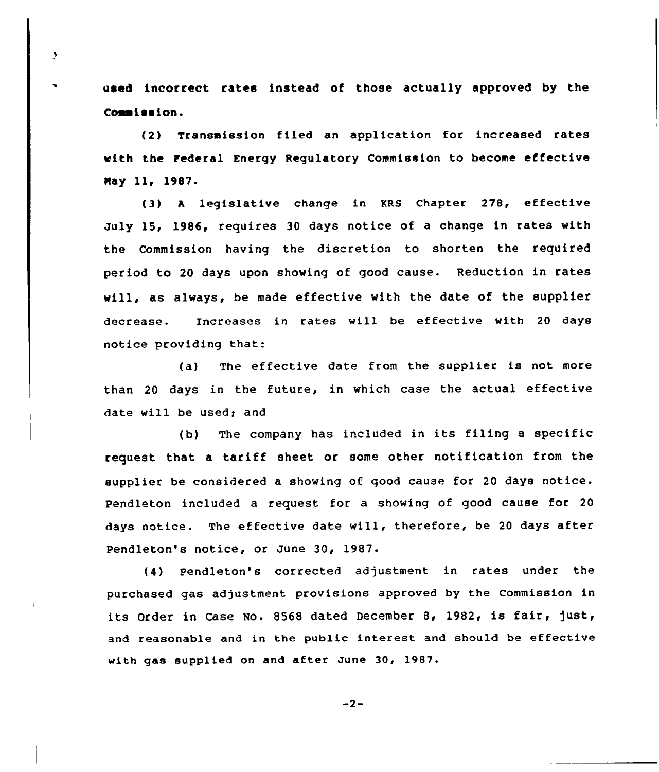used incorrect rates instead of those actually approved by the Commission.

(2) Transmission filed an application for increased rates with the Federal Energy Regulatory Commission to become effective May 11, 1987.

(3) A legislative change in KRS Chapter 278, effective July 15, 1986, requires 30 days notice of a change in rates with the Commission having the discretion to shorten the required period to 20 days upon showing of good cause. Reduction in rates will, as always, be made effective with the date of the supplier decrease. Increases in rates will be effective with 20 days notice providing that:

(a) The effective date from the supplier is not more than 20 days in the future, in which case the actual effective date will be used; and

(b) The company has included in its filing a specific request that a tariff sheet or some other notification from the supplier be considered a showing of good cause for 20 days notice. Pendleton included a request for a showing of good cause for 20 days notice. The effective date will, therefore, be 20 days after Pendleton's notice, or June 30, 1987.

(4) Pendleton's corrected adjustment in rates under the purchased gas adjustment provisions approved by the Commission in its Order in Case No. 8568 dated December 8, 1982, is fair, just, and reasonable and in the public interest and should be effective with gas supplied on and after June 30, 1987.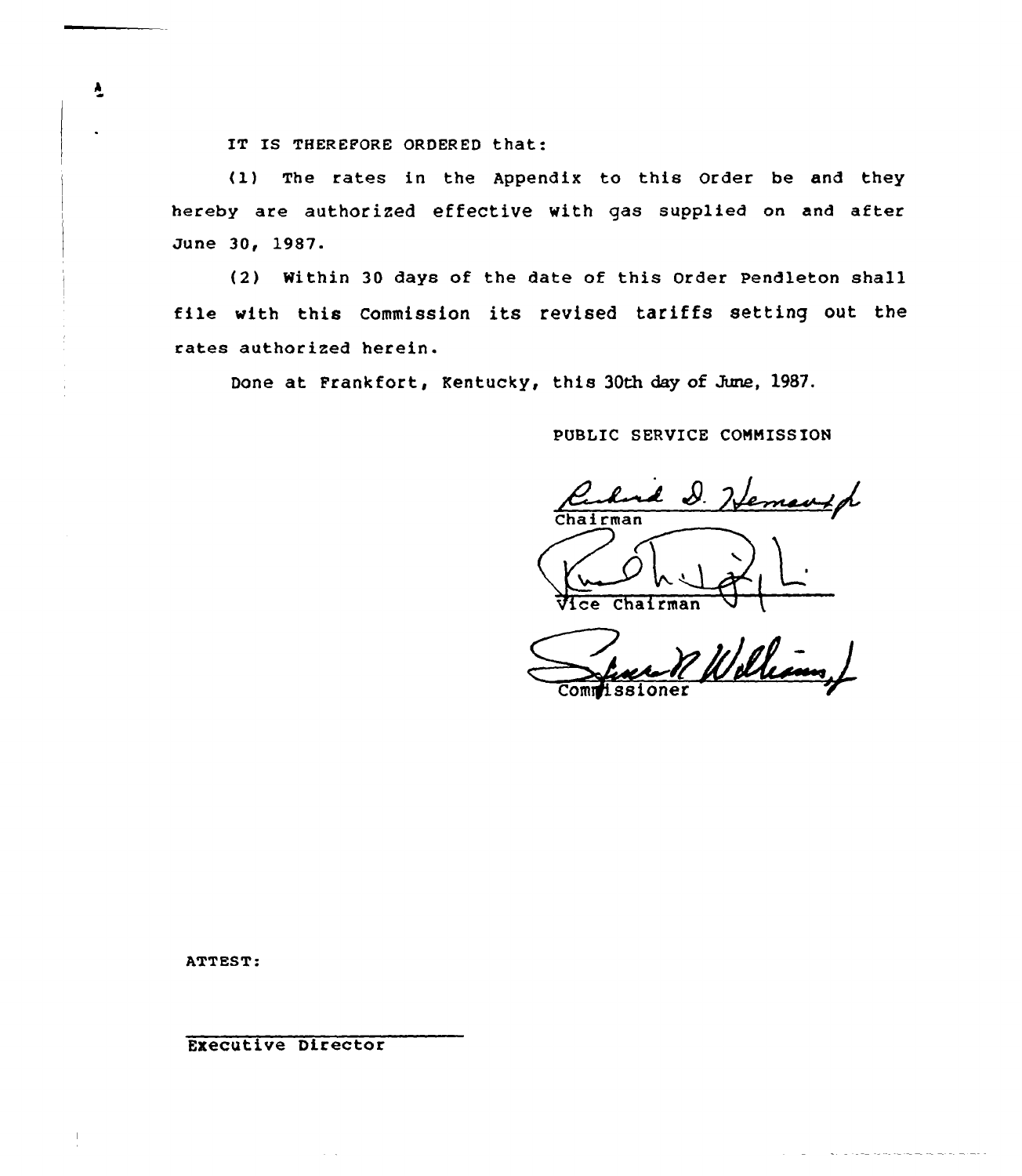IT IS THEREFORE ORDERED that:

(1) The rates in the Appendix to this Order be and they hereby are authorized effective with gas supplied on and after June 30, 1987.

(2) Within 30 days of the date of this Order Pendleton shall file with this Commission its revised tariffs setting out the rates authorized herein.

Done at Frankfort, Kentucky, this 30th day of June, 1987.

PUBLIC SERVICE COMMISSION

Chairman

Vice Chairman

Commissioner

ATTEST:

Executive Director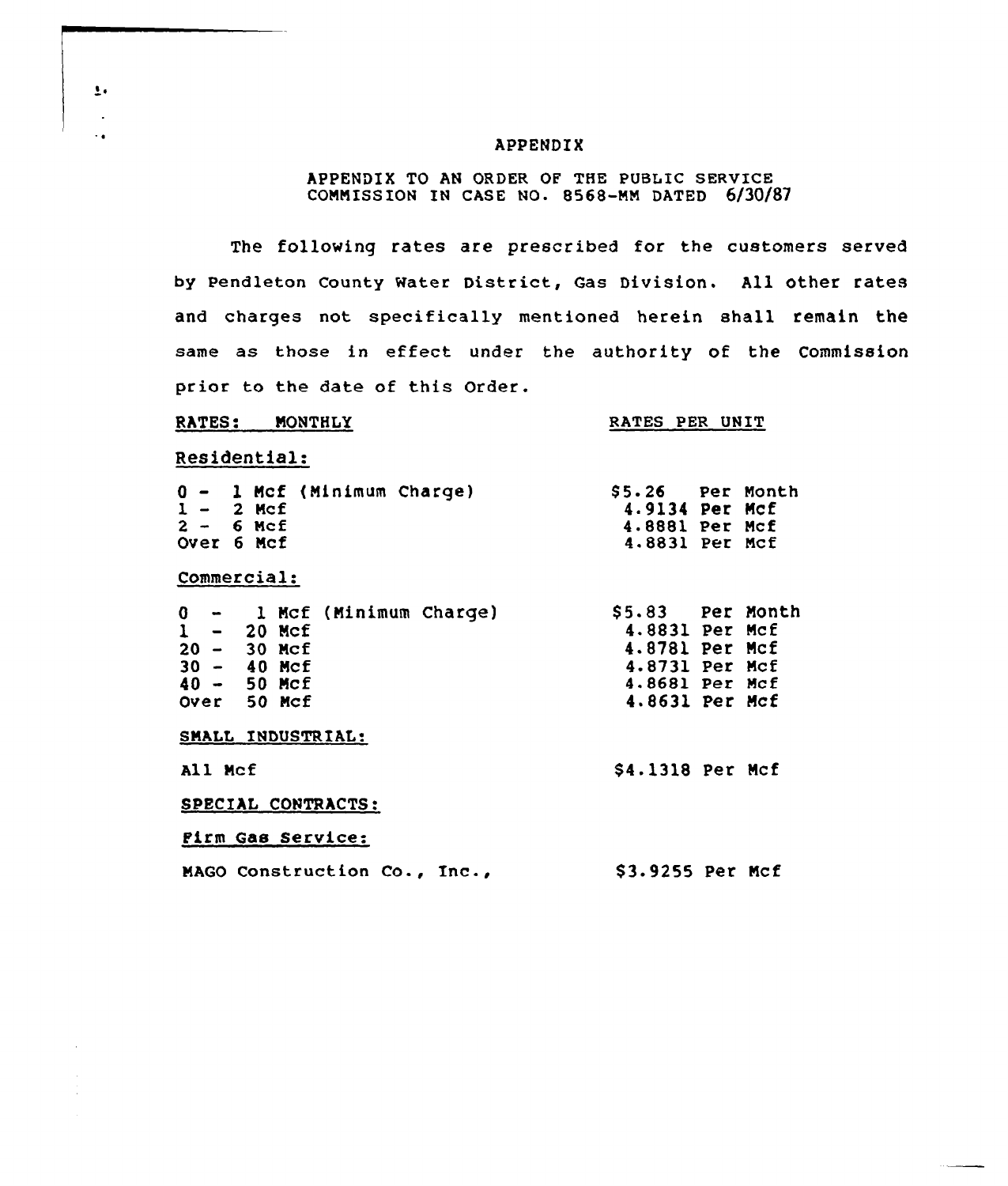# APPENDIX

APPENDIX TO AN ORDER OF THE PUBLIC SERVICE COMMISSION IN CASE NO. 8568-MM DATED 6/30/87

The following rates are prescribed for the customers served by Pendleton County Water District, Gas Division. All other rates and charges not specifically mentioned herein shall remain the same as those in effect under the authority of the Commission prior to the date of this Order.

| RATES: MONTHLY | RATES PER UNIT |
|---|---|
| **Residential:** | |
| 0 - 1 Mcf (Minimum Charge) | \$5.26 Per Month |
| 1 - 2 Mcf | 4.9134 Per Mcf |
| 2 - 6 Mcf | 4.8881 Per Mcf |
| Over 6 Mcf | 4.8831 Per Mcf |
| **Commercial:** | |
| 0 - 1 Mcf (Minimum Charge) | \$5.83 Per Month |
| 1 - 20 Mcf | 4.8831 Per Mcf |
| 20 - 30 Mcf | 4.8781 Per Mcf |
| 30 - 40 Mcf | 4.8731 Per Mcf |
| 40 - 50 Mcf | 4.8681 Per Mcf |
| Over 50 Mcf | 4.8631 Per Mcf |
| **SMALL INDUSTRIAL:** | |
| All Mcf | \$4.1318 Per Mcf |
| **SPECIAL CONTRACTS:** | |
| **Firm Gas Service:** | |
| MAGO Construction Co., Inc., | \$3.9255 Per Mcf |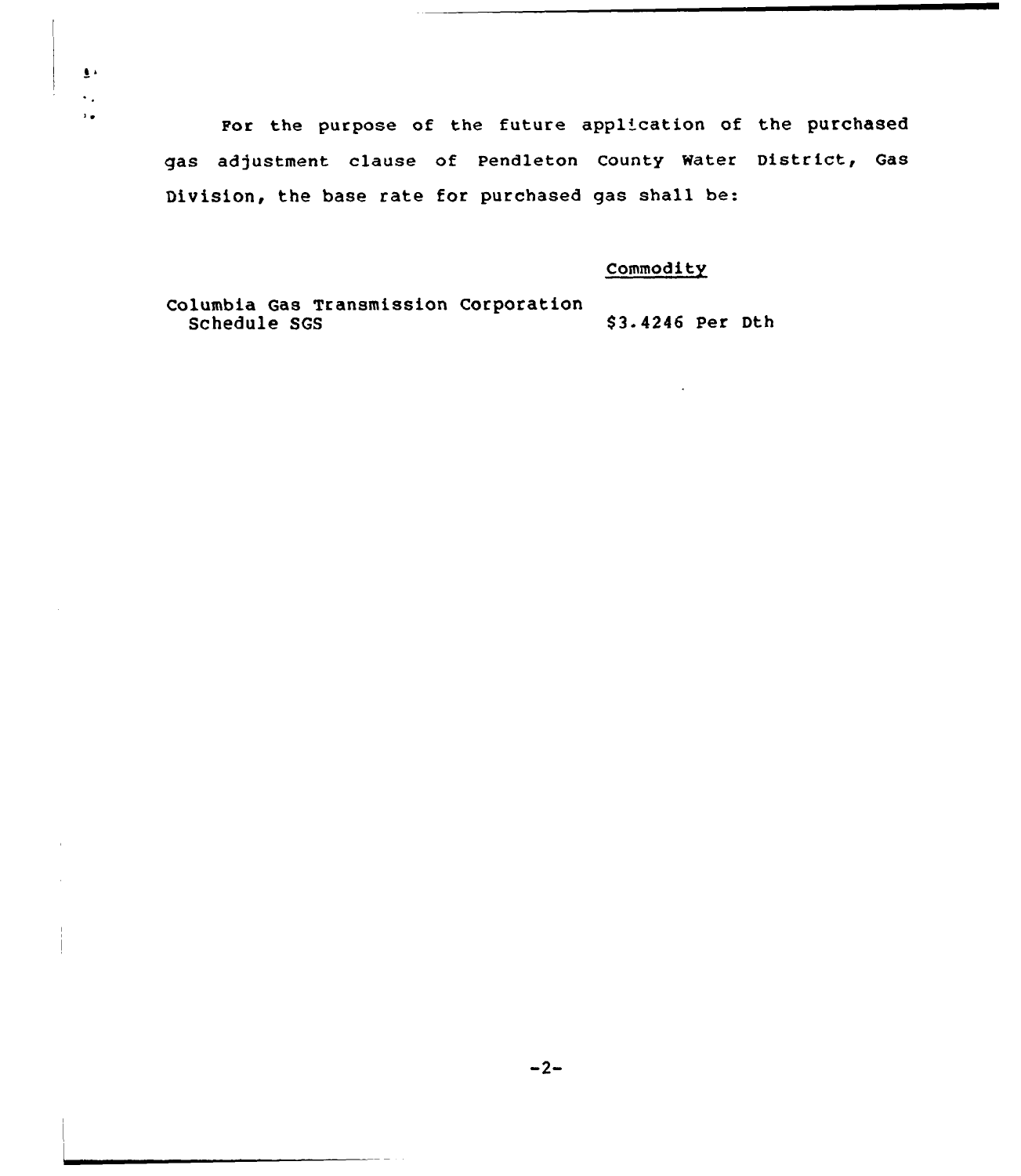For the purpose of the future application of the purchased gas adjustment clause of Pendleton County Water District, Gas Division, the base rate for purchased gas shall be:

| | Commodity |
|---|---|
| Columbia Gas Transmission Corporation Schedule SGS | $3.4246 Per Dth |